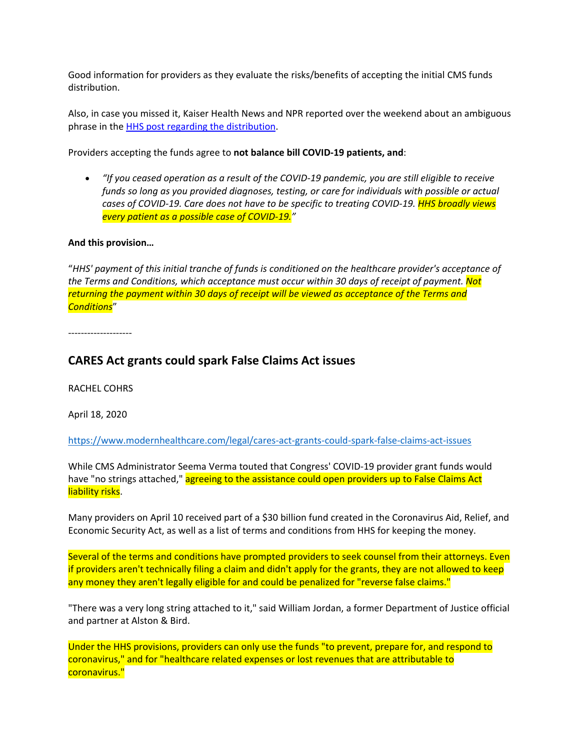Good information for providers as they evaluate the risks/benefits of accepting the initial CMS funds distribution.

Also, in case you missed it, Kaiser Health News and NPR reported over the weekend about an ambiguous phrase in the [HHS post regarding the distribution](HHS post regarding the distribution).

Providers accepting the funds agree to **not balance bill COVID-19 patients, and**:

- *"If you ceased operation as a result of the COVID-19 pandemic, you are still eligible to receive funds so long as you provided diagnoses, testing, or care for individuals with possible or actual cases of COVID-19. Care does not have to be specific to treating COVID-19. HHS broadly views every patient as a possible case of COVID-19."*

**And this provision…**

"*HHS' payment of this initial tranche of funds is conditioned on the healthcare provider's acceptance of the Terms and Conditions, which acceptance must occur within 30 days of receipt of payment. Not returning the payment within 30 days of receipt will be viewed as acceptance of the Terms and Conditions*"

--------------------

## CARES Act grants could spark False Claims Act issues

RACHEL COHRS

April 18, 2020

https://www.modernhealthcare.com/legal/cares-act-grants-could-spark-false-claims-act-issues

While CMS Administrator Seema Verma touted that Congress' COVID-19 provider grant funds would have "no strings attached," agreeing to the assistance could open providers up to False Claims Act liability risks.

Many providers on April 10 received part of a $30 billion fund created in the Coronavirus Aid, Relief, and Economic Security Act, as well as a list of terms and conditions from HHS for keeping the money.

Several of the terms and conditions have prompted providers to seek counsel from their attorneys. Even if providers aren't technically filing a claim and didn't apply for the grants, they are not allowed to keep any money they aren't legally eligible for and could be penalized for "reverse false claims."

"There was a very long string attached to it," said William Jordan, a former Department of Justice official and partner at Alston & Bird.

Under the HHS provisions, providers can only use the funds "to prevent, prepare for, and respond to coronavirus," and for "healthcare related expenses or lost revenues that are attributable to coronavirus."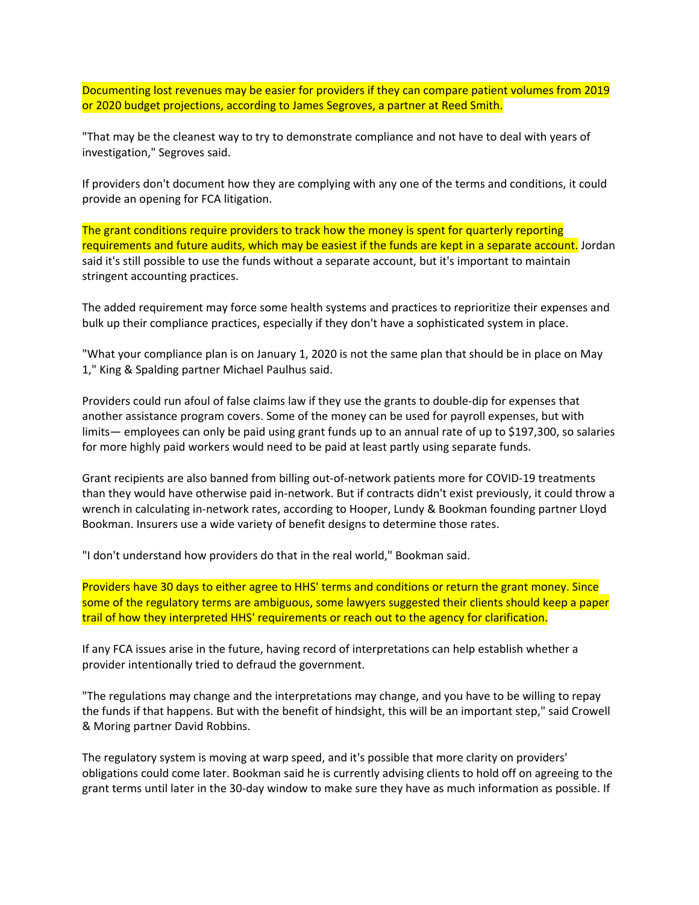Documenting lost revenues may be easier for providers if they can compare patient volumes from 2019 or 2020 budget projections, according to James Segroves, a partner at Reed Smith.

"That may be the cleanest way to try to demonstrate compliance and not have to deal with years of investigation," Segroves said.

If providers don't document how they are complying with any one of the terms and conditions, it could provide an opening for FCA litigation.

The grant conditions require providers to track how the money is spent for quarterly reporting requirements and future audits, which may be easiest if the funds are kept in a separate account. Jordan said it's still possible to use the funds without a separate account, but it's important to maintain stringent accounting practices.

The added requirement may force some health systems and practices to reprioritize their expenses and bulk up their compliance practices, especially if they don't have a sophisticated system in place.

"What your compliance plan is on January 1, 2020 is not the same plan that should be in place on May 1," King & Spalding partner Michael Paulhus said.

Providers could run afoul of false claims law if they use the grants to double-dip for expenses that another assistance program covers. Some of the money can be used for payroll expenses, but with limits— employees can only be paid using grant funds up to an annual rate of up to $197,300, so salaries for more highly paid workers would need to be paid at least partly using separate funds.

Grant recipients are also banned from billing out-of-network patients more for COVID-19 treatments than they would have otherwise paid in-network. But if contracts didn't exist previously, it could throw a wrench in calculating in-network rates, according to Hooper, Lundy & Bookman founding partner Lloyd Bookman. Insurers use a wide variety of benefit designs to determine those rates.

"I don't understand how providers do that in the real world," Bookman said.

Providers have 30 days to either agree to HHS' terms and conditions or return the grant money. Since some of the regulatory terms are ambiguous, some lawyers suggested their clients should keep a paper trail of how they interpreted HHS' requirements or reach out to the agency for clarification.

If any FCA issues arise in the future, having record of interpretations can help establish whether a provider intentionally tried to defraud the government.

"The regulations may change and the interpretations may change, and you have to be willing to repay the funds if that happens. But with the benefit of hindsight, this will be an important step," said Crowell & Moring partner David Robbins.

The regulatory system is moving at warp speed, and it's possible that more clarity on providers' obligations could come later. Bookman said he is currently advising clients to hold off on agreeing to the grant terms until later in the 30-day window to make sure they have as much information as possible. If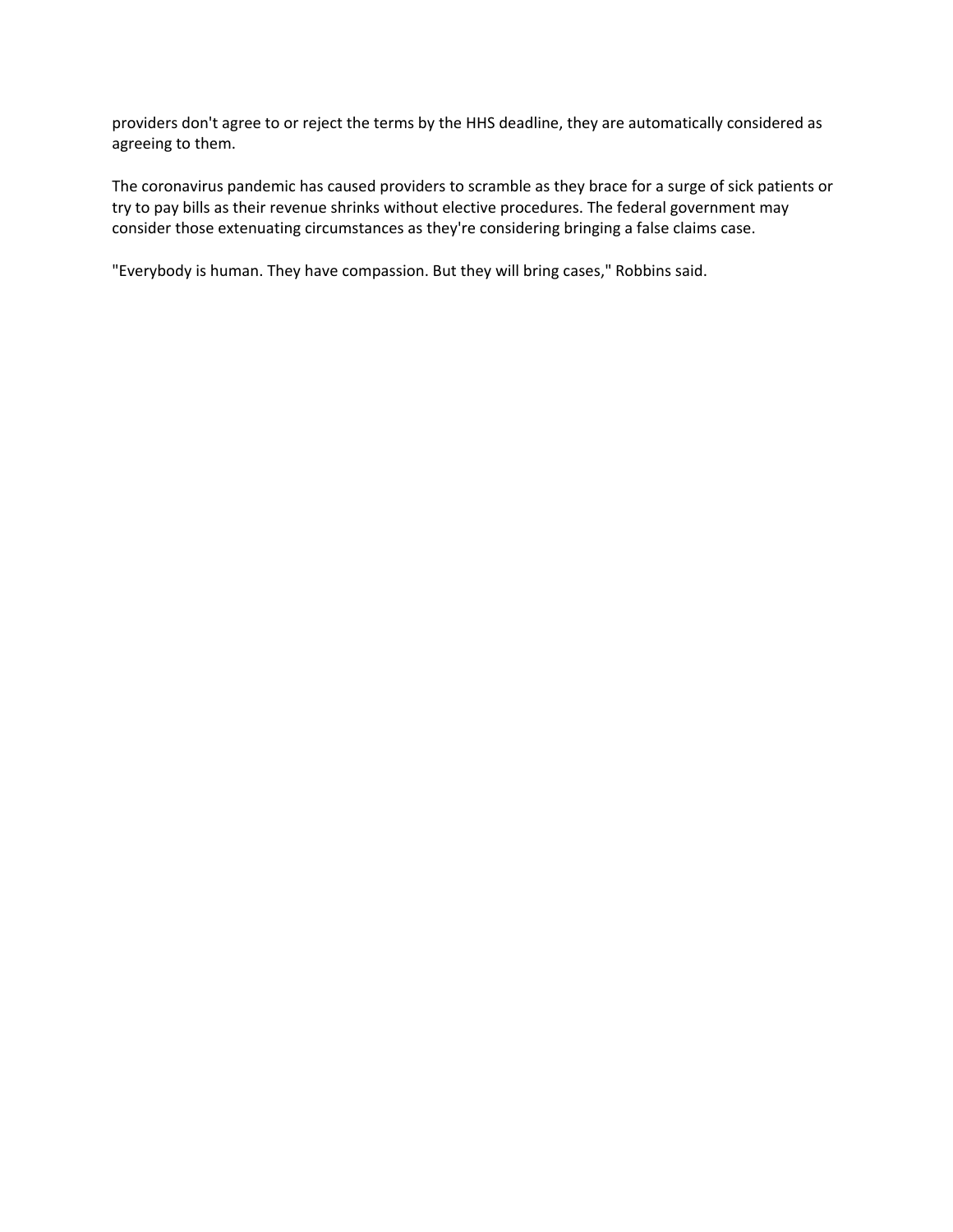providers don't agree to or reject the terms by the HHS deadline, they are automatically considered as agreeing to them.

The coronavirus pandemic has caused providers to scramble as they brace for a surge of sick patients or try to pay bills as their revenue shrinks without elective procedures. The federal government may consider those extenuating circumstances as they're considering bringing a false claims case.

"Everybody is human. They have compassion. But they will bring cases," Robbins said.